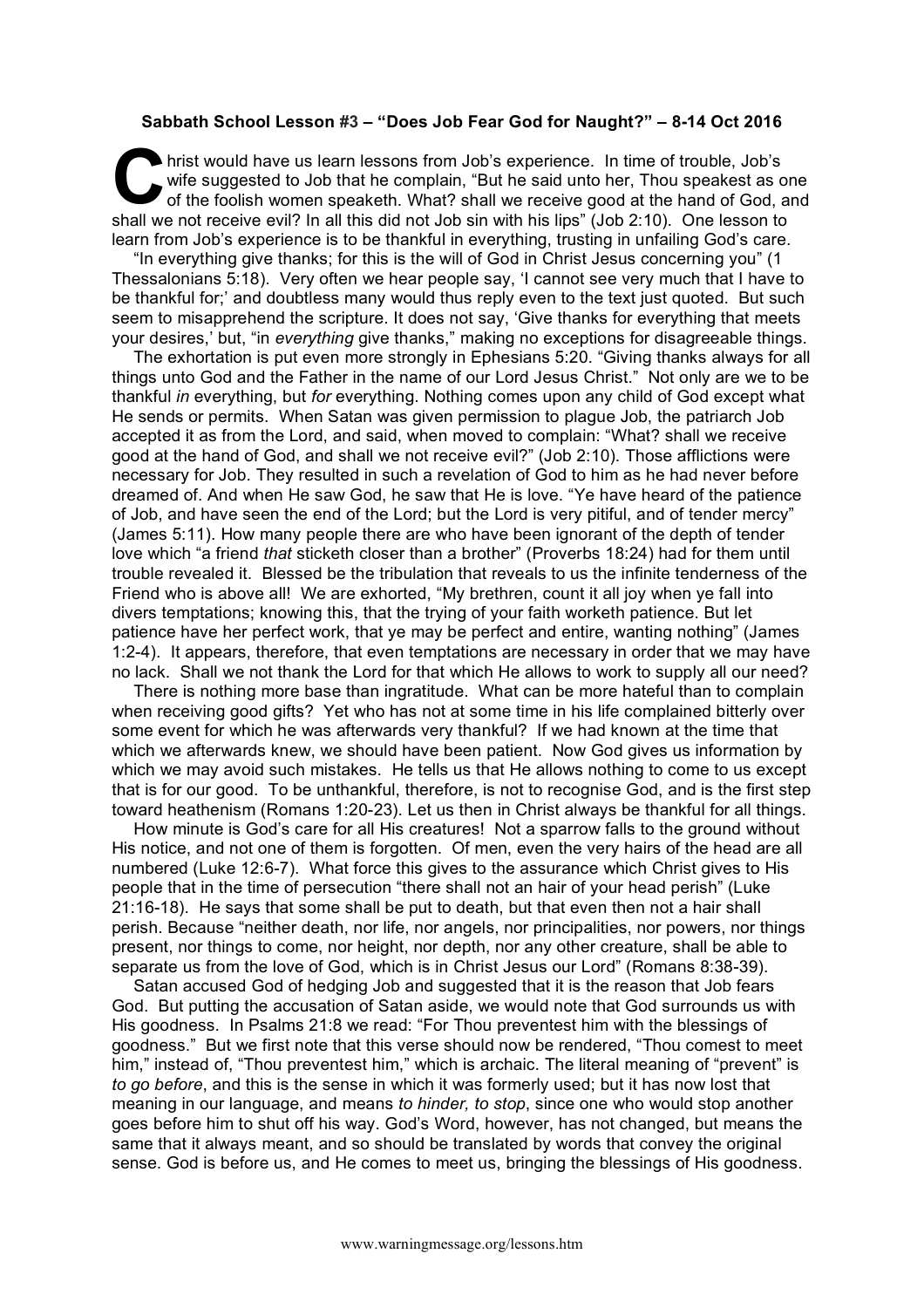**Sabbath School Lesson #3 – "Does Job Fear God for Naught?" – 8-14 Oct 2016**

Christ would have us learn lessons from Job's experience. In time of trouble, Job's wife suggested to Job that he complain, "But he said unto her, Thou speakest as one of the foolish women speaketh. What? shall we receive good at the hand of God, and shall we not receive evil? In all this did not Job sin with his lips" (Job 2:10). One lesson to learn from Job's experience is to be thankful in everything, trusting in unfailing God's care.

"In everything give thanks; for this is the will of God in Christ Jesus concerning you" (1 Thessalonians 5:18). Very often we hear people say, 'I cannot see very much that I have to be thankful for;' and doubtless many would thus reply even to the text just quoted. But such seem to misapprehend the scripture. It does not say, 'Give thanks for everything that meets your desires,' but, "in *everything* give thanks," making no exceptions for disagreeable things.

The exhortation is put even more strongly in Ephesians 5:20. "Giving thanks always for all things unto God and the Father in the name of our Lord Jesus Christ." Not only are we to be thankful *in* everything, but *for* everything. Nothing comes upon any child of God except what He sends or permits. When Satan was given permission to plague Job, the patriarch Job accepted it as from the Lord, and said, when moved to complain: "What? shall we receive good at the hand of God, and shall we not receive evil?" (Job 2:10). Those afflictions were necessary for Job. They resulted in such a revelation of God to him as he had never before dreamed of. And when He saw God, he saw that He is love. "Ye have heard of the patience of Job, and have seen the end of the Lord; but the Lord is very pitiful, and of tender mercy" (James 5:11). How many people there are who have been ignorant of the depth of tender love which "a friend *that* sticketh closer than a brother" (Proverbs 18:24) had for them until trouble revealed it. Blessed be the tribulation that reveals to us the infinite tenderness of the Friend who is above all! We are exhorted, "My brethren, count it all joy when ye fall into divers temptations; knowing this, that the trying of your faith worketh patience. But let patience have her perfect work, that ye may be perfect and entire, wanting nothing" (James 1:2-4). It appears, therefore, that even temptations are necessary in order that we may have no lack. Shall we not thank the Lord for that which He allows to work to supply all our need?

There is nothing more base than ingratitude. What can be more hateful than to complain when receiving good gifts? Yet who has not at some time in his life complained bitterly over some event for which he was afterwards very thankful? If we had known at the time that which we afterwards knew, we should have been patient. Now God gives us information by which we may avoid such mistakes. He tells us that He allows nothing to come to us except that is for our good. To be unthankful, therefore, is not to recognise God, and is the first step toward heathenism (Romans 1:20-23). Let us then in Christ always be thankful for all things.

How minute is God's care for all His creatures! Not a sparrow falls to the ground without His notice, and not one of them is forgotten. Of men, even the very hairs of the head are all numbered (Luke 12:6-7). What force this gives to the assurance which Christ gives to His people that in the time of persecution "there shall not an hair of your head perish" (Luke 21:16-18). He says that some shall be put to death, but that even then not a hair shall perish. Because "neither death, nor life, nor angels, nor principalities, nor powers, nor things present, nor things to come, nor height, nor depth, nor any other creature, shall be able to separate us from the love of God, which is in Christ Jesus our Lord" (Romans 8:38-39).

Satan accused God of hedging Job and suggested that it is the reason that Job fears God. But putting the accusation of Satan aside, we would note that God surrounds us with His goodness. In Psalms 21:8 we read: "For Thou preventest him with the blessings of goodness." But we first note that this verse should now be rendered, "Thou comest to meet him," instead of, "Thou preventest him," which is archaic. The literal meaning of "prevent" is *to go before*, and this is the sense in which it was formerly used; but it has now lost that meaning in our language, and means *to hinder, to stop*, since one who would stop another goes before him to shut off his way. God's Word, however, has not changed, but means the same that it always meant, and so should be translated by words that convey the original sense. God is before us, and He comes to meet us, bringing the blessings of His goodness.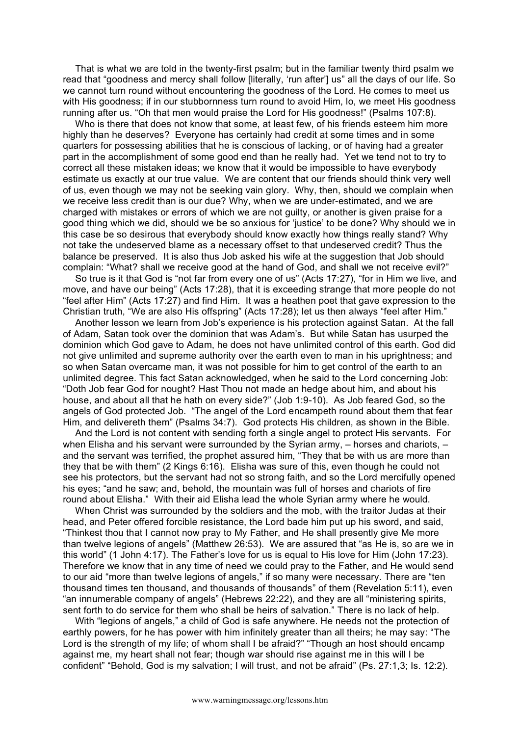That is what we are told in the twenty-first psalm; but in the familiar twenty third psalm we read that "goodness and mercy shall follow [literally, 'run after'] us" all the days of our life. So we cannot turn round without encountering the goodness of the Lord. He comes to meet us with His goodness; if in our stubbornness turn round to avoid Him, lo, we meet His goodness running after us. "Oh that men would praise the Lord for His goodness!" (Psalms 107:8).

Who is there that does not know that some, at least few, of his friends esteem him more highly than he deserves? Everyone has certainly had credit at some times and in some quarters for possessing abilities that he is conscious of lacking, or of having had a greater part in the accomplishment of some good end than he really had. Yet we tend not to try to correct all these mistaken ideas; we know that it would be impossible to have everybody estimate us exactly at our true value. We are content that our friends should think very well of us, even though we may not be seeking vain glory. Why, then, should we complain when we receive less credit than is our due? Why, when we are under-estimated, and we are charged with mistakes or errors of which we are not guilty, or another is given praise for a good thing which we did, should we be so anxious for 'justice' to be done? Why should we in this case be so desirous that everybody should know exactly how things really stand? Why not take the undeserved blame as a necessary offset to that undeserved credit? Thus the balance be preserved. It is also thus Job asked his wife at the suggestion that Job should complain: "What? shall we receive good at the hand of God, and shall we not receive evil?"

So true is it that God is "not far from every one of us" (Acts 17:27), "for in Him we live, and move, and have our being" (Acts 17:28), that it is exceeding strange that more people do not "feel after Him" (Acts 17:27) and find Him. It was a heathen poet that gave expression to the Christian truth, "We are also His offspring" (Acts 17:28); let us then always "feel after Him."

Another lesson we learn from Job's experience is his protection against Satan. At the fall of Adam, Satan took over the dominion that was Adam's. But while Satan has usurped the dominion which God gave to Adam, he does not have unlimited control of this earth. God did not give unlimited and supreme authority over the earth even to man in his uprightness; and so when Satan overcame man, it was not possible for him to get control of the earth to an unlimited degree. This fact Satan acknowledged, when he said to the Lord concerning Job: "Doth Job fear God for nought? Hast Thou not made an hedge about him, and about his house, and about all that he hath on every side?" (Job 1:9-10). As Job feared God, so the angels of God protected Job. "The angel of the Lord encampeth round about them that fear Him, and delivereth them" (Psalms 34:7). God protects His children, as shown in the Bible.

And the Lord is not content with sending forth a single angel to protect His servants. For when Elisha and his servant were surrounded by the Syrian army, – horses and chariots, – and the servant was terrified, the prophet assured him, "They that be with us are more than they that be with them" (2 Kings 6:16). Elisha was sure of this, even though he could not see his protectors, but the servant had not so strong faith, and so the Lord mercifully opened his eyes; "and he saw; and, behold, the mountain was full of horses and chariots of fire round about Elisha." With their aid Elisha lead the whole Syrian army where he would.

When Christ was surrounded by the soldiers and the mob, with the traitor Judas at their head, and Peter offered forcible resistance, the Lord bade him put up his sword, and said, "Thinkest thou that I cannot now pray to My Father, and He shall presently give Me more than twelve legions of angels" (Matthew 26:53). We are assured that "as He is, so are we in this world" (1 John 4:17). The Father's love for us is equal to His love for Him (John 17:23). Therefore we know that in any time of need we could pray to the Father, and He would send to our aid "more than twelve legions of angels," if so many were necessary. There are "ten thousand times ten thousand, and thousands of thousands" of them (Revelation 5:11), even "an innumerable company of angels" (Hebrews 22:22), and they are all "ministering spirits, sent forth to do service for them who shall be heirs of salvation." There is no lack of help.

With "legions of angels," a child of God is safe anywhere. He needs not the protection of earthly powers, for he has power with him infinitely greater than all theirs; he may say: "The Lord is the strength of my life; of whom shall I be afraid?" "Though an host should encamp against me, my heart shall not fear; though war should rise against me in this will I be confident" "Behold, God is my salvation; I will trust, and not be afraid" (Ps. 27:1,3; Is. 12:2).